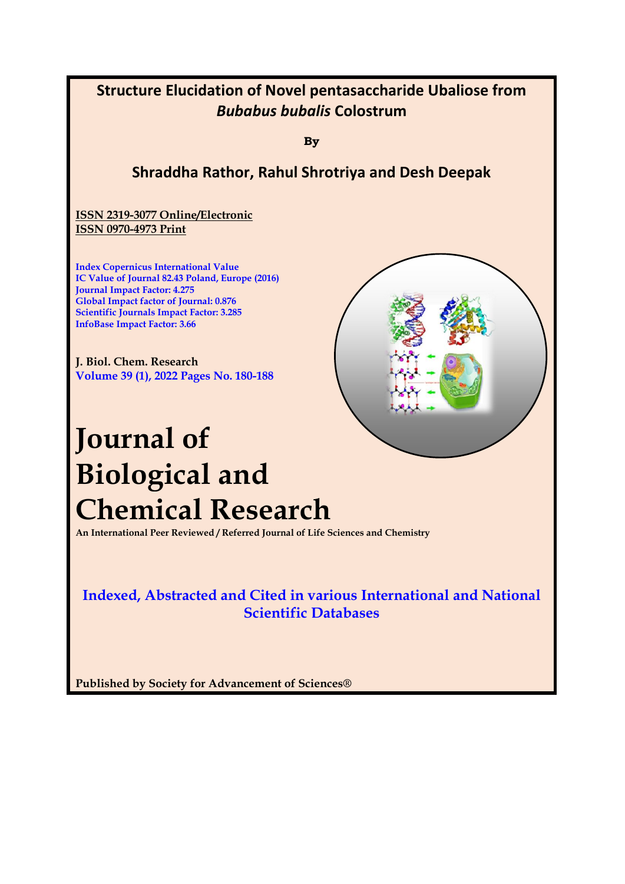# Structure Elucidation of Novel pentasaccharide Ubaliose from *Bubabus bubalis* Colostrum

**By**

## Shraddha Rathor, Rahul Shrotriya and Desh Deepak

ISSN 2319-3077 Online/Electronic
ISSN 0970-4973 Print

Index Copernicus International Value
IC Value of Journal 82.43 Poland, Europe (2016)
Journal Impact Factor: 4.275
Global Impact factor of Journal: 0.876
Scientific Journals Impact Factor: 3.285
InfoBase Impact Factor: 3.66

J. Biol. Chem. Research
Volume 39 (1), 2022 Pages No. 180-188

# Journal of Biological and Chemical Research

An International Peer Reviewed / Referred Journal of Life Sciences and Chemistry

**Indexed, Abstracted and Cited in various International and National Scientific Databases**

Published by Society for Advancement of Sciences®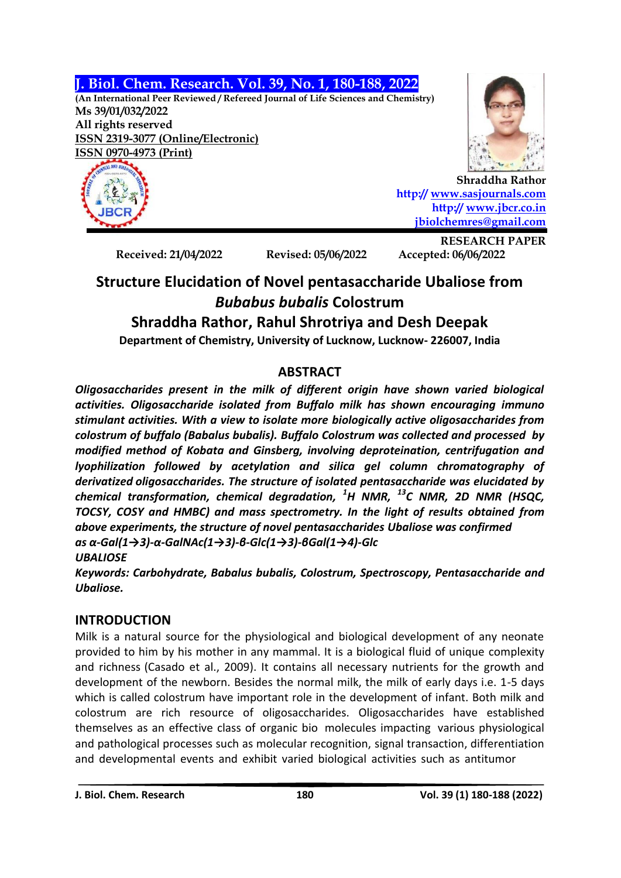J. Biol. Chem. Research. Vol. 39, No. 1, 180-188, 2022

(An International Peer Reviewed / Refereed Journal of Life Sciences and Chemistry)

Ms 39/01/032/2022

All rights reserved

ISSN 2319-3077 (Online/Electronic)

ISSN 0970-4973 (Print)

Shraddha Rathor

http:// www.sasjournals.com

http:// www.jbcr.co.in

jbiolchemres@gmail.com

RESEARCH PAPER

Received: 21/04/2022 Revised: 05/06/2022 Accepted: 06/06/2022

# Structure Elucidation of Novel pentasaccharide Ubaliose from *Bubabus bubalis* Colostrum

## Shraddha Rathor, Rahul Shrotriya and Desh Deepak

**Department of Chemistry, University of Lucknow, Lucknow- 226007, India**

## ABSTRACT

***Oligosaccharides present in the milk of different origin have shown varied biological activities. Oligosaccharide isolated from Buffalo milk has shown encouraging immuno stimulant activities. With a view to isolate more biologically active oligosaccharides from colostrum of buffalo (Babalus bubalis). Buffalo Colostrum was collected and processed by modified method of Kobata and Ginsberg, involving deproteination, centrifugation and lyophilization followed by acetylation and silica gel column chromatography of derivatized oligosaccharides. The structure of isolated pentasaccharide was elucidated by chemical transformation, chemical degradation, $^{1}$H NMR, $^{13}$C NMR, 2D NMR (HSQC, TOCSY, COSY and HMBC) and mass spectrometry. In the light of results obtained from above experiments, the structure of novel pentasaccharides Ubaliose was confirmed as α-Gal(1→3)-α-GalNAc(1→3)-β-Glc(1→3)-βGal(1→4)-Glc***

***UBALIOSE***

***Keywords: Carbohydrate, Babalus bubalis, Colostrum, Spectroscopy, Pentasaccharide and Ubaliose.***

## INTRODUCTION

Milk is a natural source for the physiological and biological development of any neonate provided to him by his mother in any mammal. It is a biological fluid of unique complexity and richness (Casado et al., 2009). It contains all necessary nutrients for the growth and development of the newborn. Besides the normal milk, the milk of early days i.e. 1-5 days which is called colostrum have important role in the development of infant. Both milk and colostrum are rich resource of oligosaccharides. Oligosaccharides have established themselves as an effective class of organic bio molecules impacting various physiological and pathological processes such as molecular recognition, signal transaction, differentiation and developmental events and exhibit varied biological activities such as antitumor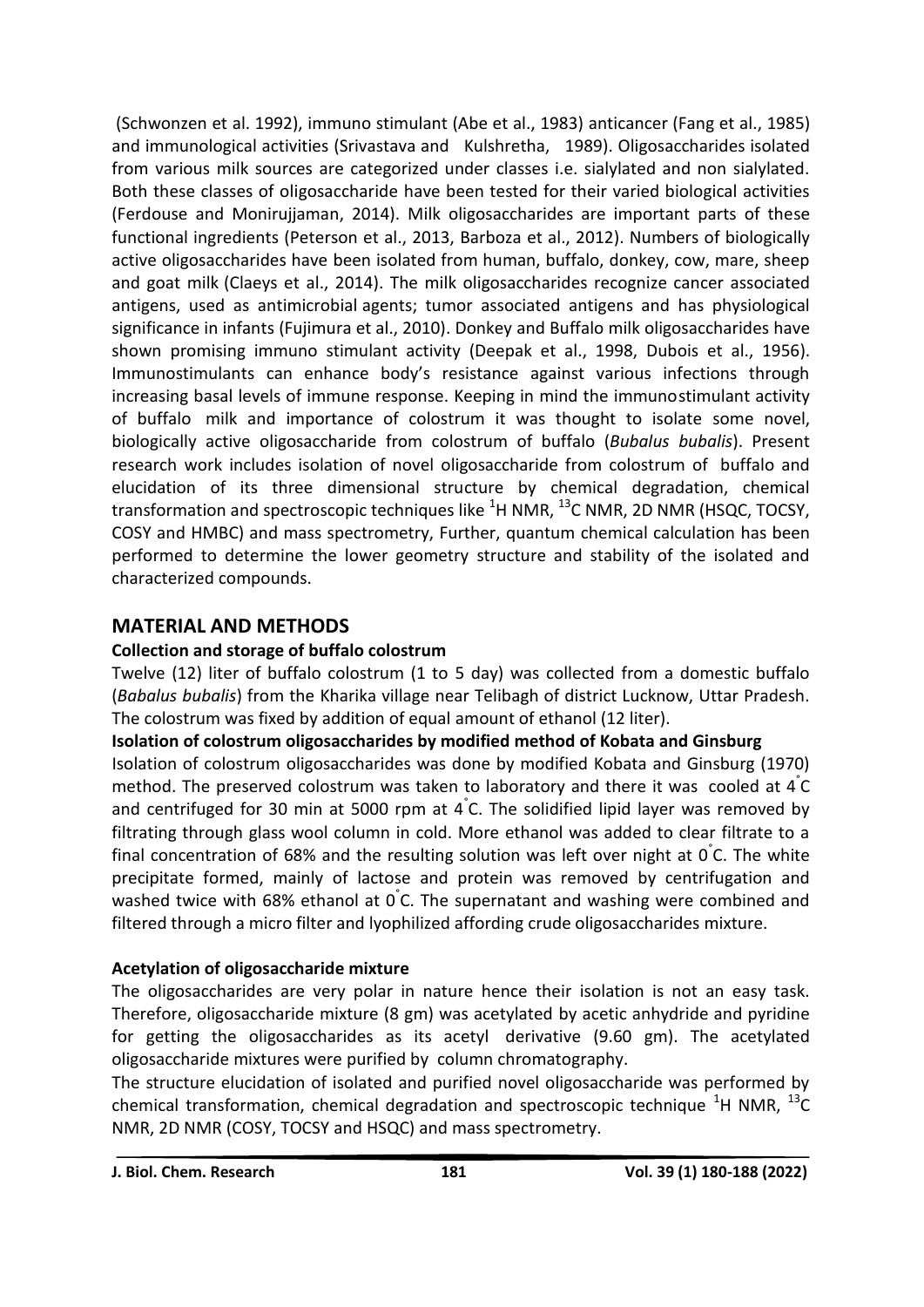(Schwonzen et al. 1992), immuno stimulant (Abe et al., 1983) anticancer (Fang et al., 1985) and immunological activities (Srivastava and Kulshretha, 1989). Oligosaccharides isolated from various milk sources are categorized under classes i.e. sialylated and non sialylated. Both these classes of oligosaccharide have been tested for their varied biological activities (Ferdouse and Monirujjaman, 2014). Milk oligosaccharides are important parts of these functional ingredients (Peterson et al., 2013, Barboza et al., 2012). Numbers of biologically active oligosaccharides have been isolated from human, buffalo, donkey, cow, mare, sheep and goat milk (Claeys et al., 2014). The milk oligosaccharides recognize cancer associated antigens, used as antimicrobial agents; tumor associated antigens and has physiological significance in infants (Fujimura et al., 2010). Donkey and Buffalo milk oligosaccharides have shown promising immuno stimulant activity (Deepak et al., 1998, Dubois et al., 1956). Immunostimulants can enhance body's resistance against various infections through increasing basal levels of immune response. Keeping in mind the immunostimulant activity of buffalo milk and importance of colostrum it was thought to isolate some novel, biologically active oligosaccharide from colostrum of buffalo (*Bubalus bubalis*). Present research work includes isolation of novel oligosaccharide from colostrum of buffalo and elucidation of its three dimensional structure by chemical degradation, chemical transformation and spectroscopic techniques like $^{1}H$ NMR, $^{13}C$ NMR, 2D NMR (HSQC, TOCSY, COSY and HMBC) and mass spectrometry, Further, quantum chemical calculation has been performed to determine the lower geometry structure and stability of the isolated and characterized compounds.

## MATERIAL AND METHODS

### Collection and storage of buffalo colostrum

Twelve (12) liter of buffalo colostrum (1 to 5 day) was collected from a domestic buffalo (*Babalus bubalis*) from the Kharika village near Telibagh of district Lucknow, Uttar Pradesh. The colostrum was fixed by addition of equal amount of ethanol (12 liter).

### Isolation of colostrum oligosaccharides by modified method of Kobata and Ginsburg

Isolation of colostrum oligosaccharides was done by modified Kobata and Ginsburg (1970) method. The preserved colostrum was taken to laboratory and there it was cooled at 4°C and centrifuged for 30 min at 5000 rpm at 4°C. The solidified lipid layer was removed by filtrating through glass wool column in cold. More ethanol was added to clear filtrate to a final concentration of 68% and the resulting solution was left over night at 0°C. The white precipitate formed, mainly of lactose and protein was removed by centrifugation and washed twice with 68% ethanol at 0°C. The supernatant and washing were combined and filtered through a micro filter and lyophilized affording crude oligosaccharides mixture.

### Acetylation of oligosaccharide mixture

The oligosaccharides are very polar in nature hence their isolation is not an easy task. Therefore, oligosaccharide mixture (8 gm) was acetylated by acetic anhydride and pyridine for getting the oligosaccharides as its acetyl derivative (9.60 gm). The acetylated oligosaccharide mixtures were purified by column chromatography.

The structure elucidation of isolated and purified novel oligosaccharide was performed by chemical transformation, chemical degradation and spectroscopic technique $^{1}H$ NMR, $^{13}C$ NMR, 2D NMR (COSY, TOCSY and HSQC) and mass spectrometry.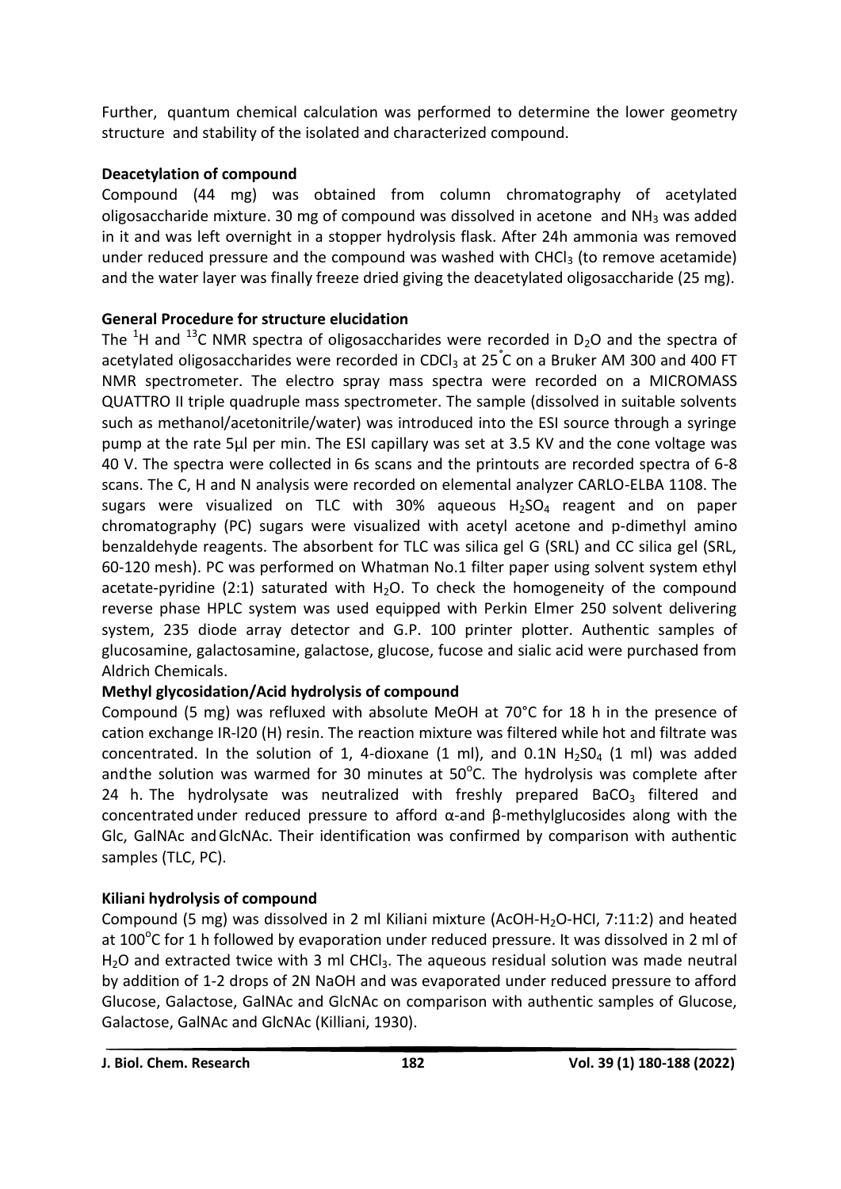Further, quantum chemical calculation was performed to determine the lower geometry structure and stability of the isolated and characterized compound.

**Deacetylation of compound**

Compound (44 mg) was obtained from column chromatography of acetylated oligosaccharide mixture. 30 mg of compound was dissolved in acetone and $NH_3$ was added in it and was left overnight in a stopper hydrolysis flask. After 24h ammonia was removed under reduced pressure and the compound was washed with $CHCl_3$ (to remove acetamide) and the water layer was finally freeze dried giving the deacetylated oligosaccharide (25 mg).

**General Procedure for structure elucidation**

The $^1H$ and $^{13}C$ NMR spectra of oligosaccharides were recorded in $D_2O$ and the spectra of acetylated oligosaccharides were recorded in $CDCl_3$ at 25°C on a Bruker AM 300 and 400 FT NMR spectrometer. The electro spray mass spectra were recorded on a MICROMASS QUATTRO II triple quadruple mass spectrometer. The sample (dissolved in suitable solvents such as methanol/acetonitrile/water) was introduced into the ESI source through a syringe pump at the rate 5μl per min. The ESI capillary was set at 3.5 KV and the cone voltage was 40 V. The spectra were collected in 6s scans and the printouts are recorded spectra of 6-8 scans. The C, H and N analysis were recorded on elemental analyzer CARLO-ELBA 1108. The sugars were visualized on TLC with 30% aqueous $H_2SO_4$ reagent and on paper chromatography (PC) sugars were visualized with acetyl acetone and p-dimethyl amino benzaldehyde reagents. The absorbent for TLC was silica gel G (SRL) and CC silica gel (SRL, 60-120 mesh). PC was performed on Whatman No.1 filter paper using solvent system ethyl acetate-pyridine (2:1) saturated with $H_2O$. To check the homogeneity of the compound reverse phase HPLC system was used equipped with Perkin Elmer 250 solvent delivering system, 235 diode array detector and G.P. 100 printer plotter. Authentic samples of glucosamine, galactosamine, galactose, glucose, fucose and sialic acid were purchased from Aldrich Chemicals.

**Methyl glycosidation/Acid hydrolysis of compound**

Compound (5 mg) was refluxed with absolute MeOH at 70°C for 18 h in the presence of cation exchange IR-l20 (H) resin. The reaction mixture was filtered while hot and filtrate was concentrated. In the solution of 1, 4-dioxane (1 ml), and 0.1N $H_2SO_4$ (1 ml) was added andthe solution was warmed for 30 minutes at 50°C. The hydrolysis was complete after 24 h. The hydrolysate was neutralized with freshly prepared $BaCO_3$ filtered and concentrated under reduced pressure to afford α-and β-methylglucosides along with the Glc, GalNAc andGlcNAc. Their identification was confirmed by comparison with authentic samples (TLC, PC).

**Kiliani hydrolysis of compound**

Compound (5 mg) was dissolved in 2 ml Kiliani mixture (AcOH-$H_2O$-HCl, 7:11:2) and heated at 100°C for 1 h followed by evaporation under reduced pressure. It was dissolved in 2 ml of $H_2O$ and extracted twice with 3 ml $CHCl_3$. The aqueous residual solution was made neutral by addition of 1-2 drops of 2N NaOH and was evaporated under reduced pressure to afford Glucose, Galactose, GalNAc and GlcNAc on comparison with authentic samples of Glucose, Galactose, GalNAc and GlcNAc (Killiani, 1930).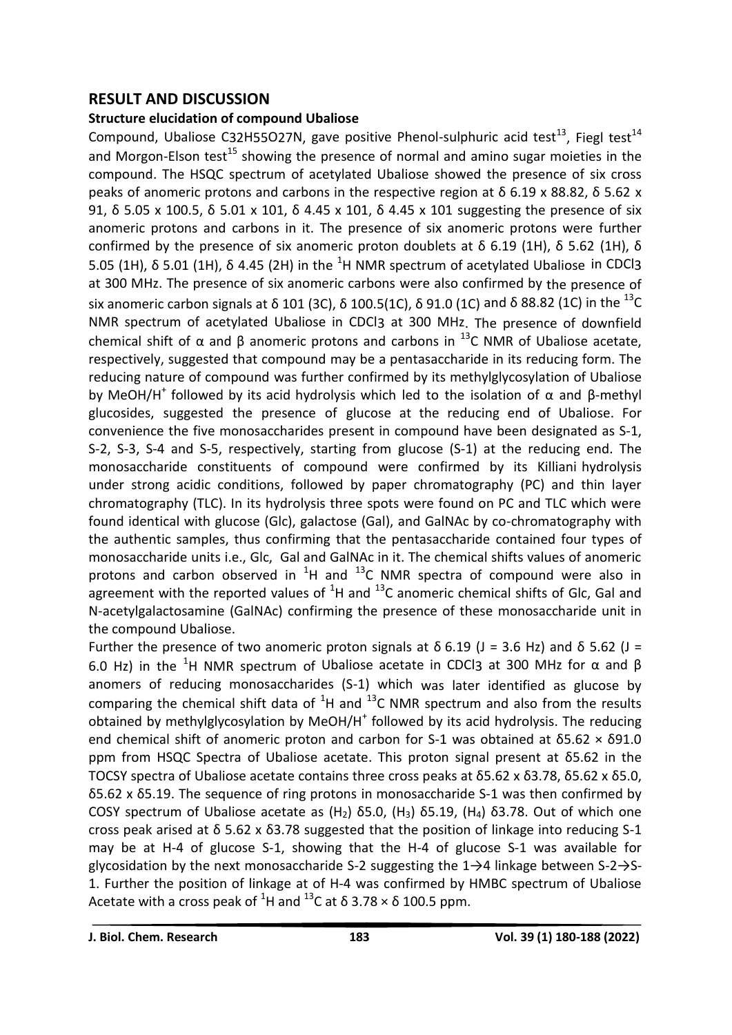## RESULT AND DISCUSSION

### Structure elucidation of compound Ubaliose

Compound, Ubaliose $C_{32}H_{55}O_{27}N$, gave positive Phenol-sulphuric acid test[13], Fiegl test[14] and Morgon-Elson test[15] showing the presence of normal and amino sugar moieties in the compound. The HSQC spectrum of acetylated Ubaliose showed the presence of six cross peaks of anomeric protons and carbons in the respective region at δ 6.19 x 88.82, δ 5.62 x 91, δ 5.05 x 100.5, δ 5.01 x 101, δ 4.45 x 101, δ 4.45 x 101 suggesting the presence of six anomeric protons and carbons in it. The presence of six anomeric protons were further confirmed by the presence of six anomeric proton doublets at δ 6.19 (1H), δ 5.62 (1H), δ 5.05 (1H), δ 5.01 (1H), δ 4.45 (2H) in the $^1H$ NMR spectrum of acetylated Ubaliose in $CDCl_3$ at 300 MHz. The presence of six anomeric carbons were also confirmed by the presence of six anomeric carbon signals at δ 101 (3C), δ 100.5(1C), δ 91.0 (1C) and δ 88.82 (1C) in the $^{13}C$ NMR spectrum of acetylated Ubaliose in $CDCl_3$ at 300 MHz. The presence of downfield chemical shift of α and β anomeric protons and carbons in $^{13}C$ NMR of Ubaliose acetate, respectively, suggested that compound may be a pentasaccharide in its reducing form. The reducing nature of compound was further confirmed by its methylglycosylation of Ubaliose by $MeOH/H^+$ followed by its acid hydrolysis which led to the isolation of α and β-methyl glucosides, suggested the presence of glucose at the reducing end of Ubaliose. For convenience the five monosaccharides present in compound have been designated as S-1, S-2, S-3, S-4 and S-5, respectively, starting from glucose (S-1) at the reducing end. The monosaccharide constituents of compound were confirmed by its Killiani hydrolysis under strong acidic conditions, followed by paper chromatography (PC) and thin layer chromatography (TLC). In its hydrolysis three spots were found on PC and TLC which were found identical with glucose (Glc), galactose (Gal), and GalNAc by co-chromatography with the authentic samples, thus confirming that the pentasaccharide contained four types of monosaccharide units i.e., Glc, Gal and GalNAc in it. The chemical shifts values of anomeric protons and carbon observed in $^1H$ and $^{13}C$ NMR spectra of compound were also in agreement with the reported values of $^1H$ and $^{13}C$ anomeric chemical shifts of Glc, Gal and N-acetylgalactosamine (GalNAc) confirming the presence of these monosaccharide unit in the compound Ubaliose.

Further the presence of two anomeric proton signals at δ 6.19 (J = 3.6 Hz) and δ 5.62 (J = 6.0 Hz) in the $^1H$ NMR spectrum of Ubaliose acetate in $CDCl_3$ at 300 MHz for α and β anomers of reducing monosaccharides (S-1) which was later identified as glucose by comparing the chemical shift data of $^1H$ and $^{13}C$ NMR spectrum and also from the results obtained by methylglycosylation by $MeOH/H^+$ followed by its acid hydrolysis. The reducing end chemical shift of anomeric proton and carbon for S-1 was obtained at δ5.62 × δ91.0 ppm from HSQC Spectra of Ubaliose acetate. This proton signal present at δ5.62 in the TOCSY spectra of Ubaliose acetate contains three cross peaks at δ5.62 x δ3.78, δ5.62 x δ5.0, δ5.62 x δ5.19. The sequence of ring protons in monosaccharide S-1 was then confirmed by COSY spectrum of Ubaliose acetate as ($H_2$) δ5.0, ($H_3$) δ5.19, ($H_4$) δ3.78. Out of which one cross peak arised at δ 5.62 x δ3.78 suggested that the position of linkage into reducing S-1 may be at H-4 of glucose S-1, showing that the H-4 of glucose S-1 was available for glycosidation by the next monosaccharide S-2 suggesting the 1→4 linkage between S-2→S-1. Further the position of linkage at of H-4 was confirmed by HMBC spectrum of Ubaliose Acetate with a cross peak of $^1H$ and $^{13}C$ at δ 3.78 × δ 100.5 ppm.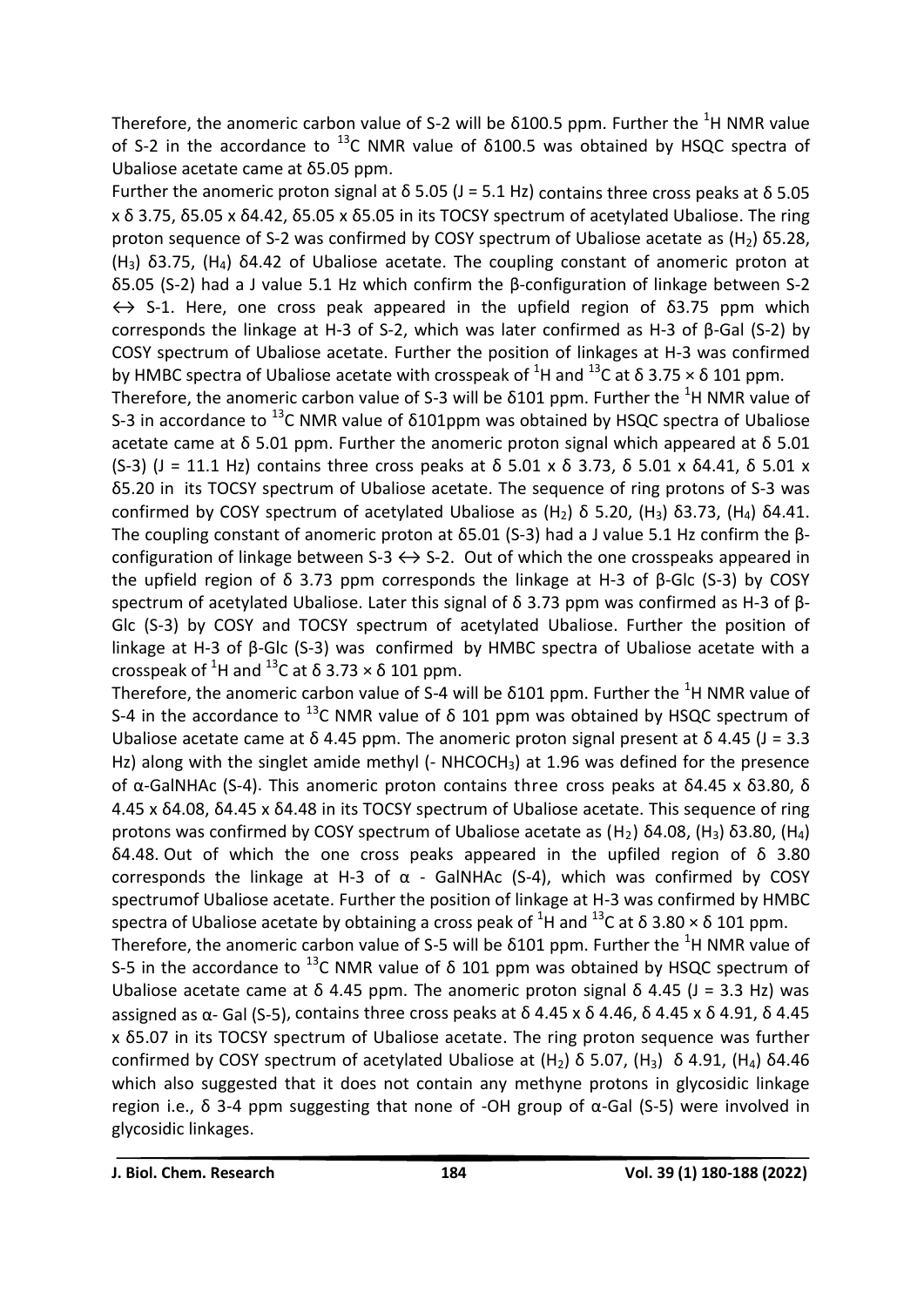Therefore, the anomeric carbon value of S-2 will be δ100.5 ppm. Further the $^{1}H$ NMR value of S-2 in the accordance to $^{13}C$ NMR value of δ100.5 was obtained by HSQC spectra of Ubaliose acetate came at δ5.05 ppm.

Further the anomeric proton signal at δ 5.05 (J = 5.1 Hz) contains three cross peaks at δ 5.05 x δ 3.75, δ5.05 x δ4.42, δ5.05 x δ5.05 in its TOCSY spectrum of acetylated Ubaliose. The ring proton sequence of S-2 was confirmed by COSY spectrum of Ubaliose acetate as ($H_2$) δ5.28, ($H_3$) δ3.75, ($H_4$) δ4.42 of Ubaliose acetate. The coupling constant of anomeric proton at δ5.05 (S-2) had a J value 5.1 Hz which confirm the β-configuration of linkage between S-2 ↔ S-1. Here, one cross peak appeared in the upfield region of δ3.75 ppm which corresponds the linkage at H-3 of S-2, which was later confirmed as H-3 of β-Gal (S-2) by COSY spectrum of Ubaliose acetate. Further the position of linkages at H-3 was confirmed by HMBC spectra of Ubaliose acetate with crosspeak of $^{1}H$ and $^{13}C$ at δ 3.75 × δ 101 ppm.

Therefore, the anomeric carbon value of S-3 will be δ101 ppm. Further the $^{1}H$ NMR value of S-3 in accordance to $^{13}C$ NMR value of δ101ppm was obtained by HSQC spectra of Ubaliose acetate came at δ 5.01 ppm. Further the anomeric proton signal which appeared at δ 5.01 (S-3) (J = 11.1 Hz) contains three cross peaks at δ 5.01 x δ 3.73, δ 5.01 x δ4.41, δ 5.01 x δ5.20 in its TOCSY spectrum of Ubaliose acetate. The sequence of ring protons of S-3 was confirmed by COSY spectrum of acetylated Ubaliose as ($H_2$) δ 5.20, ($H_3$) δ3.73, ($H_4$) δ4.41. The coupling constant of anomeric proton at δ5.01 (S-3) had a J value 5.1 Hz confirm the β-configuration of linkage between S-3 ↔ S-2. Out of which the one crosspeaks appeared in the upfield region of δ 3.73 ppm corresponds the linkage at H-3 of β-Glc (S-3) by COSY spectrum of acetylated Ubaliose. Later this signal of δ 3.73 ppm was confirmed as H-3 of β-Glc (S-3) by COSY and TOCSY spectrum of acetylated Ubaliose. Further the position of linkage at H-3 of β-Glc (S-3) was confirmed by HMBC spectra of Ubaliose acetate with a crosspeak of $^{1}H$ and $^{13}C$ at δ 3.73 × δ 101 ppm.

Therefore, the anomeric carbon value of S-4 will be δ101 ppm. Further the $^{1}H$ NMR value of S-4 in the accordance to $^{13}C$ NMR value of δ 101 ppm was obtained by HSQC spectrum of Ubaliose acetate came at δ 4.45 ppm. The anomeric proton signal present at δ 4.45 (J = 3.3 Hz) along with the singlet amide methyl (- $NHCOCH_3$) at 1.96 was defined for the presence of α-GalNHAc (S-4). This anomeric proton contains three cross peaks at δ4.45 x δ3.80, δ 4.45 x δ4.08, δ4.45 x δ4.48 in its TOCSY spectrum of Ubaliose acetate. This sequence of ring protons was confirmed by COSY spectrum of Ubaliose acetate as ($H_2$) δ4.08, ($H_3$) δ3.80, ($H_4$) δ4.48. Out of which the one cross peaks appeared in the upfiled region of δ 3.80 corresponds the linkage at H-3 of α - GalNHAc (S-4), which was confirmed by COSY spectrumof Ubaliose acetate. Further the position of linkage at H-3 was confirmed by HMBC spectra of Ubaliose acetate by obtaining a cross peak of $^{1}H$ and $^{13}C$ at δ 3.80 × δ 101 ppm.

Therefore, the anomeric carbon value of S-5 will be δ101 ppm. Further the $^{1}H$ NMR value of S-5 in the accordance to $^{13}C$ NMR value of δ 101 ppm was obtained by HSQC spectrum of Ubaliose acetate came at δ 4.45 ppm. The anomeric proton signal δ 4.45 (J = 3.3 Hz) was assigned as α- Gal (S-5), contains three cross peaks at δ 4.45 x δ 4.46, δ 4.45 x δ 4.91, δ 4.45 x δ5.07 in its TOCSY spectrum of Ubaliose acetate. The ring proton sequence was further confirmed by COSY spectrum of acetylated Ubaliose at ($H_2$) δ 5.07, ($H_3$) δ 4.91, ($H_4$) δ4.46 which also suggested that it does not contain any methyne protons in glycosidic linkage region i.e., δ 3-4 ppm suggesting that none of -OH group of α-Gal (S-5) were involved in glycosidic linkages.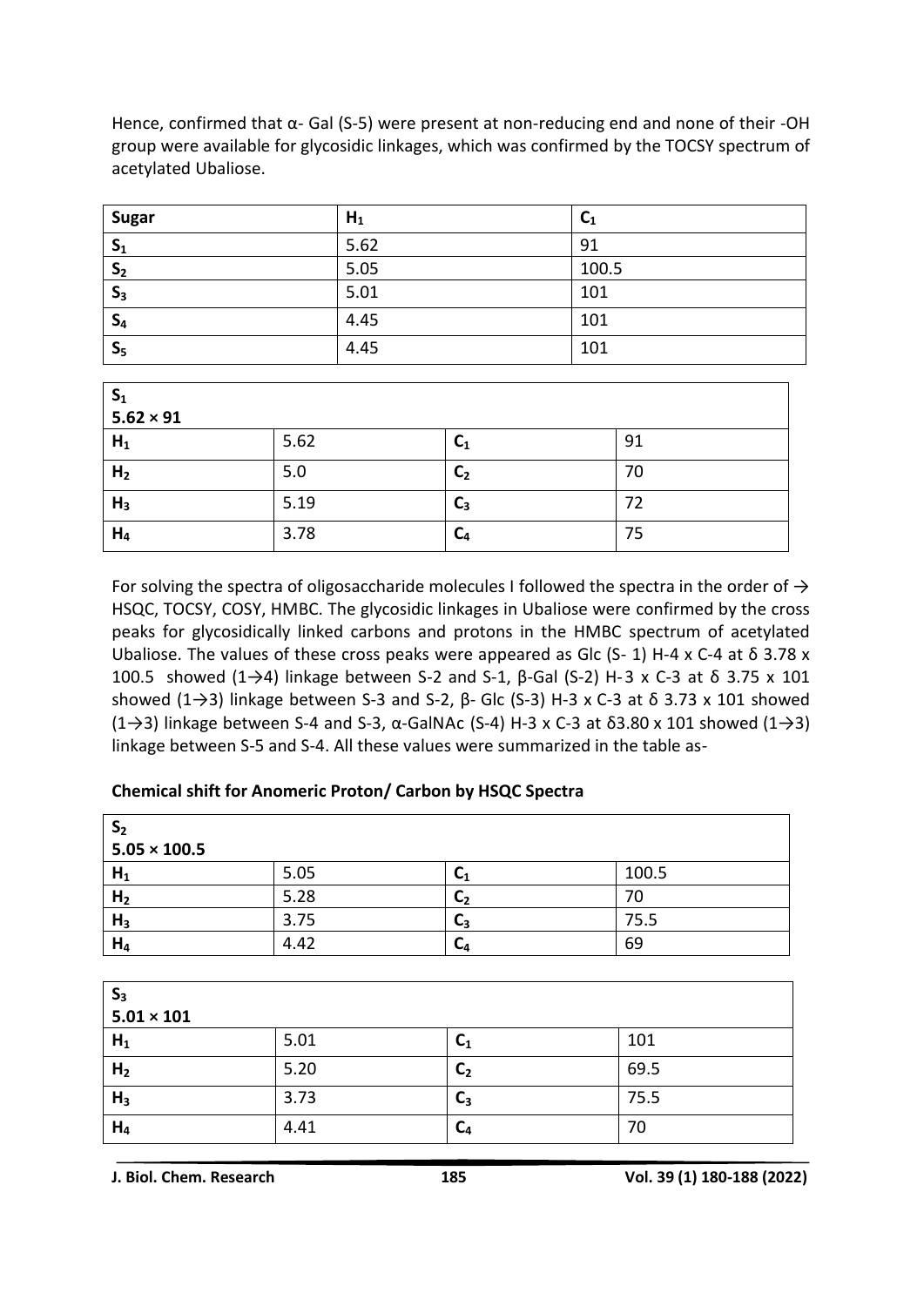Hence, confirmed that α- Gal (S-5) were present at non-reducing end and none of their -OH group were available for glycosidic linkages, which was confirmed by the TOCSY spectrum of acetylated Ubaliose.

| **Sugar** | $H_1$ | $C_1$ |
|---|---|---|
| $S_1$ | 5.62 | 91 |
| $S_2$ | 5.05 | 100.5 |
| $S_3$ | 5.01 | 101 |
| $S_4$ | 4.45 | 101 |
| $S_5$ | 4.45 | 101 |

| $S_1$ $5.62 \times 91$ | | | |
|---|---|---|---|
| $H_1$ | 5.62 | $C_1$ | 91 |
| $H_2$ | 5.0 | $C_2$ | 70 |
| $H_3$ | 5.19 | $C_3$ | 72 |
| $H_4$ | 3.78 | $C_4$ | 75 |

For solving the spectra of oligosaccharide molecules I followed the spectra in the order of → HSQC, TOCSY, COSY, HMBC. The glycosidic linkages in Ubaliose were confirmed by the cross peaks for glycosidically linked carbons and protons in the HMBC spectrum of acetylated Ubaliose. The values of these cross peaks were appeared as Glc (S- 1) H-4 x C-4 at δ 3.78 x 100.5 showed (1→4) linkage between S-2 and S-1, β-Gal (S-2) H-3 x C-3 at δ 3.75 x 101 showed (1→3) linkage between S-3 and S-2, β- Glc (S-3) H-3 x C-3 at δ 3.73 x 101 showed (1→3) linkage between S-4 and S-3, α-GalNAc (S-4) H-3 x C-3 at δ3.80 x 101 showed (1→3) linkage between S-5 and S-4. All these values were summarized in the table as-

**Chemical shift for Anomeric Proton/ Carbon by HSQC Spectra**

| $S_2$ $5.05 \times 100.5$ | | | |
|---|---|---|---|
| $H_1$ | 5.05 | $C_1$ | 100.5 |
| $H_2$ | 5.28 | $C_2$ | 70 |
| $H_3$ | 3.75 | $C_3$ | 75.5 |
| $H_4$ | 4.42 | $C_4$ | 69 |

| $S_3$ $5.01 \times 101$ | | | |
|---|---|---|---|
| $H_1$ | 5.01 | $C_1$ | 101 |
| $H_2$ | 5.20 | $C_2$ | 69.5 |
| $H_3$ | 3.73 | $C_3$ | 75.5 |
| $H_4$ | 4.41 | $C_4$ | 70 |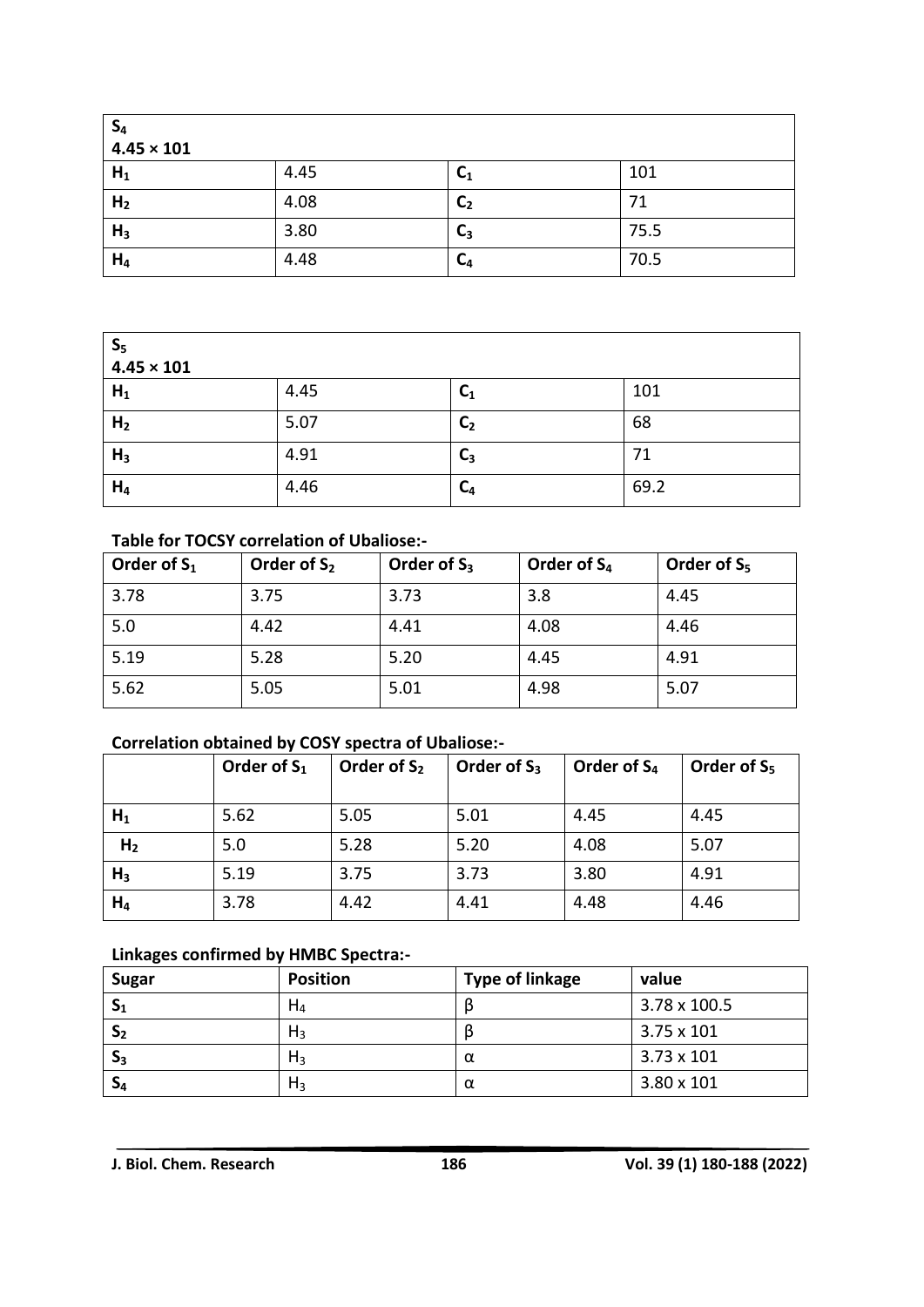| $S_4$ 4.45 × 101 | | | |
|---|---|---|---|
| $H_1$ | 4.45 | $C_1$ | 101 |
| $H_2$ | 4.08 | $C_2$ | 71 |
| $H_3$ | 3.80 | $C_3$ | 75.5 |
| $H_4$ | 4.48 | $C_4$ | 70.5 |

| $S_5$ 4.45 × 101 | | | |
|---|---|---|---|
| $H_1$ | 4.45 | $C_1$ | 101 |
| $H_2$ | 5.07 | $C_2$ | 68 |
| $H_3$ | 4.91 | $C_3$ | 71 |
| $H_4$ | 4.46 | $C_4$ | 69.2 |

**Table for TOCSY correlation of Ubaliose:-**

| Order of $S_1$ | Order of $S_2$ | Order of $S_3$ | Order of $S_4$ | Order of $S_5$ |
|---|---|---|---|---|
| 3.78 | 3.75 | 3.73 | 3.8 | 4.45 |
| 5.0 | 4.42 | 4.41 | 4.08 | 4.46 |
| 5.19 | 5.28 | 5.20 | 4.45 | 4.91 |
| 5.62 | 5.05 | 5.01 | 4.98 | 5.07 |

**Correlation obtained by COSY spectra of Ubaliose:-**

| | Order of $S_1$ | Order of $S_2$ | Order of $S_3$ | Order of $S_4$ | Order of $S_5$ |
|---|---|---|---|---|---|
| $H_1$ | 5.62 | 5.05 | 5.01 | 4.45 | 4.45 |
| $H_2$ | 5.0 | 5.28 | 5.20 | 4.08 | 5.07 |
| $H_3$ | 5.19 | 3.75 | 3.73 | 3.80 | 4.91 |
| $H_4$ | 3.78 | 4.42 | 4.41 | 4.48 | 4.46 |

**Linkages confirmed by HMBC Spectra:-**

| Sugar | Position | Type of linkage | value |
|---|---|---|---|
| $S_1$ | $H_4$ | β | 3.78 x 100.5 |
| $S_2$ | $H_3$ | β | 3.75 x 101 |
| $S_3$ | $H_3$ | α | 3.73 x 101 |
| $S_4$ | $H_3$ | α | 3.80 x 101 |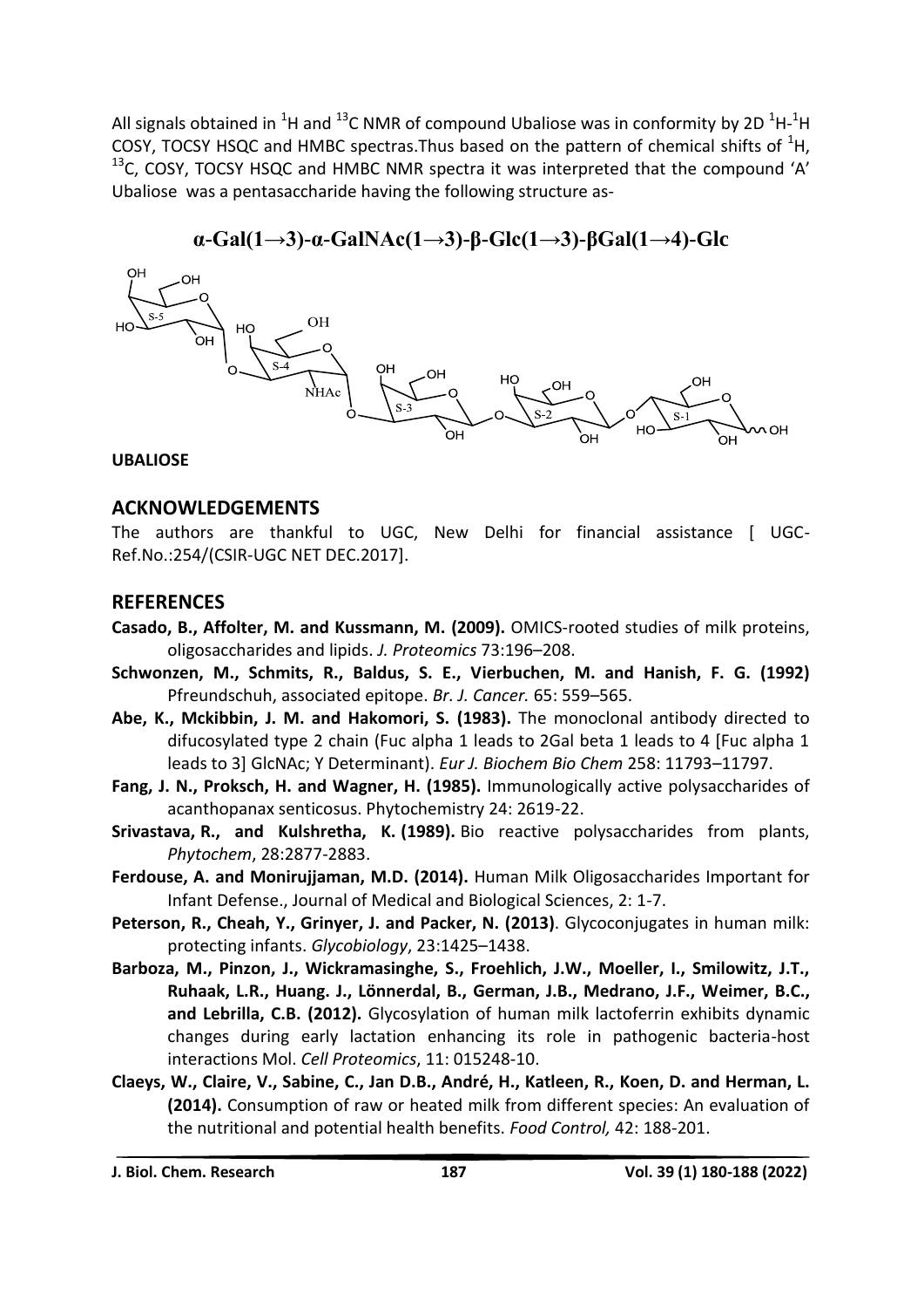All signals obtained in $^{1}H$ and $^{13}C$ NMR of compound Ubaliose was in conformity by 2D $^{1}H$-$^{1}H$ COSY, TOCSY HSQC and HMBC spectras.Thus based on the pattern of chemical shifts of $^{1}H$, $^{13}C$, COSY, TOCSY HSQC and HMBC NMR spectra it was interpreted that the compound 'A' Ubaliose was a pentasaccharide having the following structure as-

**α-Gal(1→3)-α-GalNAc(1→3)-β-Glc(1→3)-βGal(1→4)-Glc**

**UBALIOSE**

## ACKNOWLEDGEMENTS

The authors are thankful to UGC, New Delhi for financial assistance [ UGC-Ref.No.:254/(CSIR-UGC NET DEC.2017].

## REFERENCES

**Casado, B., Affolter, M. and Kussmann, M. (2009).** OMICS-rooted studies of milk proteins, oligosaccharides and lipids. *J. Proteomics* 73:196–208.

**Schwonzen, M., Schmits, R., Baldus, S. E., Vierbuchen, M. and Hanish, F. G. (1992)** Pfreundschuh, associated epitope. *Br. J. Cancer.* 65: 559–565.

**Abe, K., Mckibbin, J. M. and Hakomori, S. (1983).** The monoclonal antibody directed to difucosylated type 2 chain (Fuc alpha 1 leads to 2Gal beta 1 leads to 4 [Fuc alpha 1 leads to 3] GlcNAc; Y Determinant). *Eur J. Biochem Bio Chem* 258: 11793–11797.

**Fang, J. N., Proksch, H. and Wagner, H. (1985).** Immunologically active polysaccharides of acanthopanax senticosus. Phytochemistry 24: 2619-22.

**Srivastava, R., and Kulshretha, K. (1989).** Bio reactive polysaccharides from plants, *Phytochem*, 28:2877-2883.

**Ferdouse, A. and Monirujjaman, M.D. (2014).** Human Milk Oligosaccharides Important for Infant Defense., Journal of Medical and Biological Sciences, 2: 1-7.

**Peterson, R., Cheah, Y., Grinyer, J. and Packer, N. (2013)**. Glycoconjugates in human milk: protecting infants. *Glycobiology*, 23:1425–1438.

**Barboza, M., Pinzon, J., Wickramasinghe, S., Froehlich, J.W., Moeller, I., Smilowitz, J.T., Ruhaak, L.R., Huang. J., Lönnerdal, B., German, J.B., Medrano, J.F., Weimer, B.C., and Lebrilla, C.B. (2012).** Glycosylation of human milk lactoferrin exhibits dynamic changes during early lactation enhancing its role in pathogenic bacteria-host interactions Mol. *Cell Proteomics*, 11: 015248-10.

**Claeys, W., Claire, V., Sabine, C., Jan D.B., André, H., Katleen, R., Koen, D. and Herman, L. (2014).** Consumption of raw or heated milk from different species: An evaluation of the nutritional and potential health benefits. *Food Control,* 42: 188-201.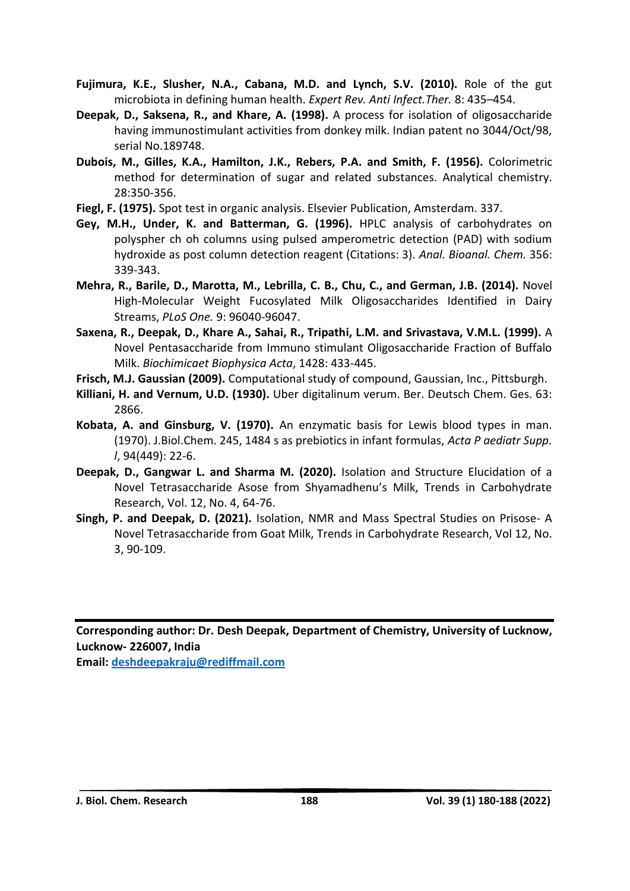**Fujimura, K.E., Slusher, N.A., Cabana, M.D. and Lynch, S.V. (2010).** Role of the gut microbiota in defining human health. *Expert Rev. Anti Infect.Ther.* 8: 435–454.

**Deepak, D., Saksena, R., and Khare, A. (1998).** A process for isolation of oligosaccharide having immunostimulant activities from donkey milk. Indian patent no 3044/Oct/98, serial No.189748.

**Dubois, M., Gilles, K.A., Hamilton, J.K., Rebers, P.A. and Smith, F. (1956).** Colorimetric method for determination of sugar and related substances. Analytical chemistry. 28:350-356.

**Fiegl, F. (1975).** Spot test in organic analysis. Elsevier Publication, Amsterdam. 337.

**Gey, M.H., Under, K. and Batterman, G. (1996).** HPLC analysis of carbohydrates on polyspher ch oh columns using pulsed amperometric detection (PAD) with sodium hydroxide as post column detection reagent (Citations: 3). *Anal. Bioanal. Chem.* 356: 339-343.

**Mehra, R., Barile, D., Marotta, M., Lebrilla, C. B., Chu, C., and German, J.B. (2014).** Novel High-Molecular Weight Fucosylated Milk Oligosaccharides Identified in Dairy Streams, *PLoS One.* 9: 96040-96047.

**Saxena, R., Deepak, D., Khare A., Sahai, R., Tripathi, L.M. and Srivastava, V.M.L. (1999).** A Novel Pentasaccharide from Immuno stimulant Oligosaccharide Fraction of Buffalo Milk. *Biochimicaet Biophysica Acta*, 1428: 433-445.

**Frisch, M.J. Gaussian (2009).** Computational study of compound, Gaussian, Inc., Pittsburgh.

**Killiani, H. and Vernum, U.D. (1930).** Uber digitalinum verum. Ber. Deutsch Chem. Ges. 63: 2866.

**Kobata, A. and Ginsburg, V. (1970).** An enzymatic basis for Lewis blood types in man. (1970). J.Biol.Chem. 245, 1484 s as prebiotics in infant formulas, *Acta P aediatr Supp. l*, 94(449): 22-6.

**Deepak, D., Gangwar L. and Sharma M. (2020).** Isolation and Structure Elucidation of a Novel Tetrasaccharide Asose from Shyamadhenu's Milk, Trends in Carbohydrate Research, Vol. 12, No. 4, 64-76.

**Singh, P. and Deepak, D. (2021).** Isolation, NMR and Mass Spectral Studies on Prisose- A Novel Tetrasaccharide from Goat Milk, Trends in Carbohydrate Research, Vol 12, No. 3, 90-109.

---

**Corresponding author: Dr. Desh Deepak, Department of Chemistry, University of Lucknow, Lucknow- 226007, India**

**Email: deshdeepakraju@rediffmail.com**